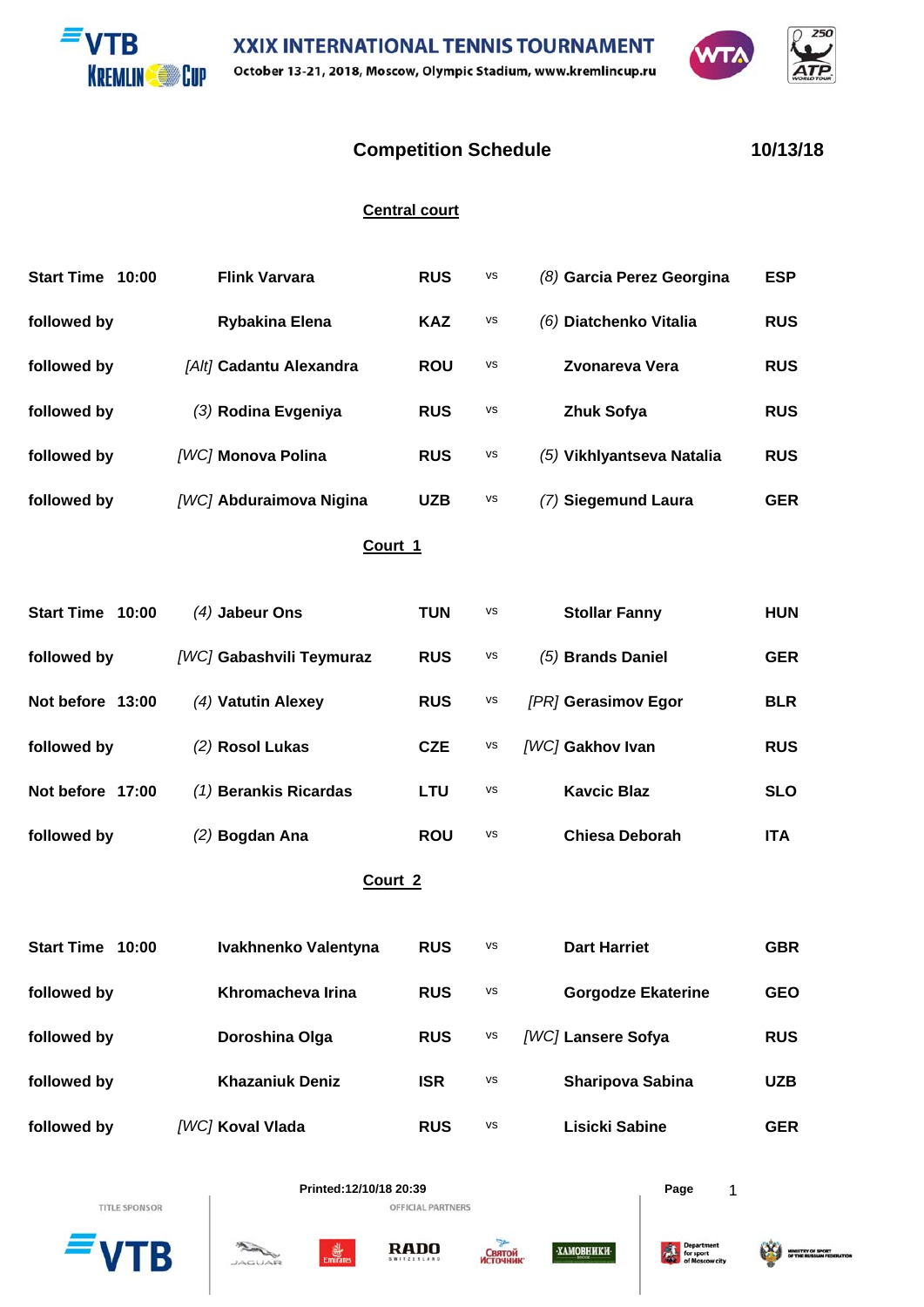# XXIX INTERNATIONAL TENNIS TOURNAMENT

October 13-21, 2018, Moscow, Olympic Stadium, www.kremlincup.ru

## Competition Schedule

10/13/18

### Central court

| | | | | | | |
|---|---|---|---|---|---|---|
| **Start Time 10:00** | **Flink Varvara** | **RUS** | vs | *(8)* **Garcia Perez Georgina** | **ESP** |
| **followed by** | **Rybakina Elena** | **KAZ** | vs | *(6)* **Diatchenko Vitalia** | **RUS** |
| **followed by** | *[Alt]* **Cadantu Alexandra** | **ROU** | vs | **Zvonareva Vera** | **RUS** |
| **followed by** | *(3)* **Rodina Evgeniya** | **RUS** | vs | **Zhuk Sofya** | **RUS** |
| **followed by** | *[WC]* **Monova Polina** | **RUS** | vs | *(5)* **Vikhlyantseva Natalia** | **RUS** |
| **followed by** | *[WC]* **Abduraimova Nigina** | **UZB** | vs | *(7)* **Siegemund Laura** | **GER** |

### Court 1

| | | | | | |
|---|---|---|---|---|---|
| **Start Time 10:00** | *(4)* **Jabeur Ons** | **TUN** | vs | **Stollar Fanny** | **HUN** |
| **followed by** | *[WC]* **Gabashvili Teymuraz** | **RUS** | vs | *(5)* **Brands Daniel** | **GER** |
| **Not before 13:00** | *(4)* **Vatutin Alexey** | **RUS** | vs | *[PR]* **Gerasimov Egor** | **BLR** |
| **followed by** | *(2)* **Rosol Lukas** | **CZE** | vs | *[WC]* **Gakhov Ivan** | **RUS** |
| **Not before 17:00** | *(1)* **Berankis Ricardas** | **LTU** | vs | **Kavcic Blaz** | **SLO** |
| **followed by** | *(2)* **Bogdan Ana** | **ROU** | vs | **Chiesa Deborah** | **ITA** |

### Court 2

| | | | | | |
|---|---|---|---|---|---|
| **Start Time 10:00** | **Ivakhnenko Valentyna** | **RUS** | vs | **Dart Harriet** | **GBR** |
| **followed by** | **Khromacheva Irina** | **RUS** | vs | **Gorgodze Ekaterine** | **GEO** |
| **followed by** | **Doroshina Olga** | **RUS** | vs | *[WC]* **Lansere Sofya** | **RUS** |
| **followed by** | **Khazaniuk Deniz** | **ISR** | vs | **Sharipova Sabina** | **UZB** |
| **followed by** | *[WC]* **Koval Vlada** | **RUS** | vs | **Lisicki Sabine** | **GER** |

**Printed:12/10/18 20:39**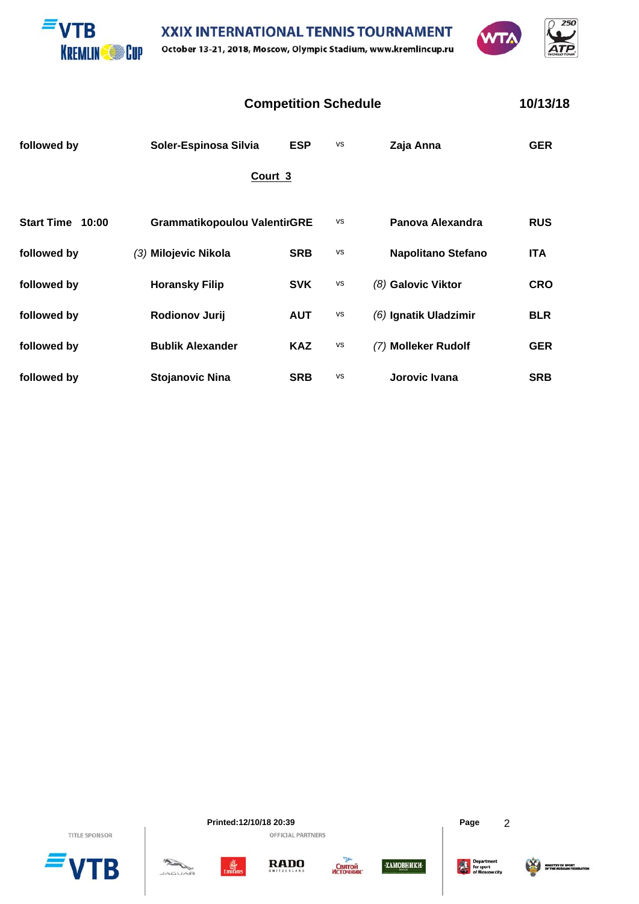XXIX INTERNATIONAL TENNIS TOURNAMENT

October 13-21, 2018, Moscow, Olympic Stadium, www.kremlincup.ru

## Competition Schedule

10/13/18

| | | | | | | |
|---|---|---|---|---|---|---|
| **followed by** | | **Soler-Espinosa Silvia** | **ESP** | vs | **Zaja Anna** | **GER** |

### Court 3

| | | | | | | |
|---|---|---|---|---|---|---|
| **Start Time 10:00** | | **Grammatikopoulou Valentir** | **GRE** | vs | **Panova Alexandra** | **RUS** |
| **followed by** | *(3)* | **Milojevic Nikola** | **SRB** | vs | **Napolitano Stefano** | **ITA** |
| **followed by** | | **Horansky Filip** | **SVK** | vs | *(8)* **Galovic Viktor** | **CRO** |
| **followed by** | | **Rodionov Jurij** | **AUT** | vs | *(6)* **Ignatik Uladzimir** | **BLR** |
| **followed by** | | **Bublik Alexander** | **KAZ** | vs | *(7)* **Molleker Rudolf** | **GER** |
| **followed by** | | **Stojanovic Nina** | **SRB** | vs | **Jorovic Ivana** | **SRB** |

**Printed:12/10/18 20:39**

TITLE SPONSOR

OFFICIAL PARTNERS